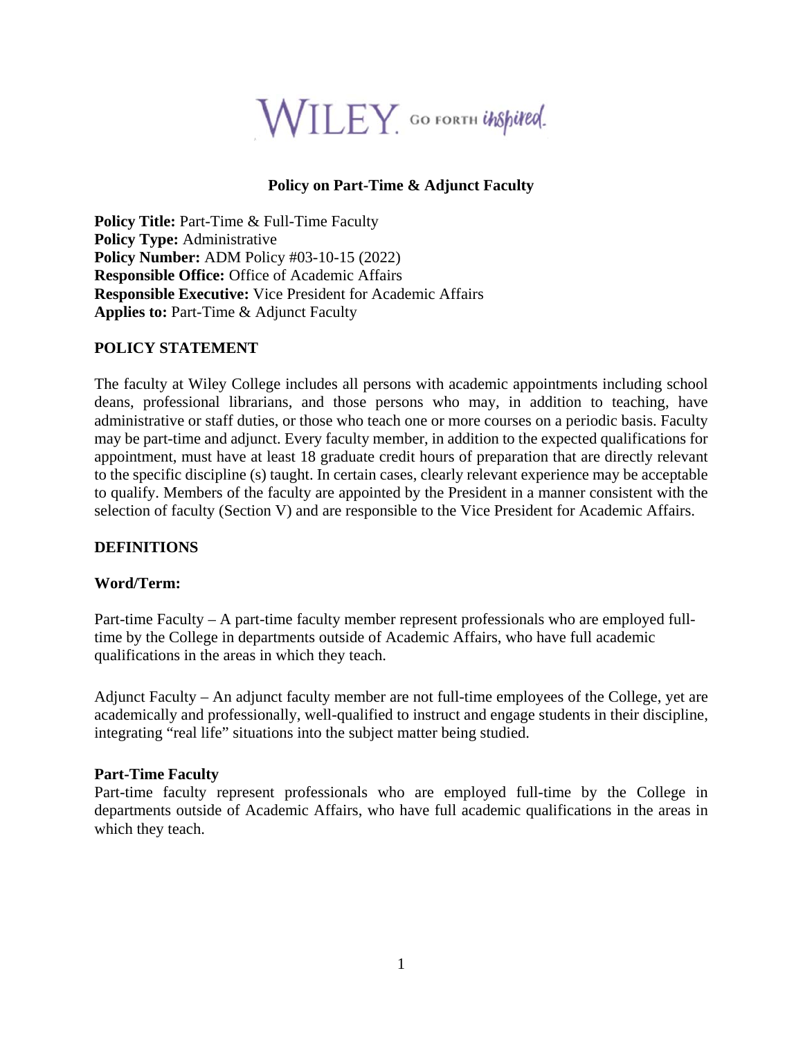# Policy on Part-Time & Adjunct Faculty

**Policy Title:** Part-Time & Full-Time Faculty
**Policy Type:** Administrative
**Policy Number:** ADM Policy #03-10-15 (2022)
**Responsible Office:** Office of Academic Affairs
**Responsible Executive:** Vice President for Academic Affairs
**Applies to:** Part-Time & Adjunct Faculty

## POLICY STATEMENT

The faculty at Wiley College includes all persons with academic appointments including school deans, professional librarians, and those persons who may, in addition to teaching, have administrative or staff duties, or those who teach one or more courses on a periodic basis. Faculty may be part-time and adjunct. Every faculty member, in addition to the expected qualifications for appointment, must have at least 18 graduate credit hours of preparation that are directly relevant to the specific discipline (s) taught. In certain cases, clearly relevant experience may be acceptable to qualify. Members of the faculty are appointed by the President in a manner consistent with the selection of faculty (Section V) and are responsible to the Vice President for Academic Affairs.

## DEFINITIONS

### Word/Term:

Part-time Faculty – A part-time faculty member represent professionals who are employed full-time by the College in departments outside of Academic Affairs, who have full academic qualifications in the areas in which they teach.

Adjunct Faculty – An adjunct faculty member are not full-time employees of the College, yet are academically and professionally, well-qualified to instruct and engage students in their discipline, integrating "real life" situations into the subject matter being studied.

### Part-Time Faculty

Part-time faculty represent professionals who are employed full-time by the College in departments outside of Academic Affairs, who have full academic qualifications in the areas in which they teach.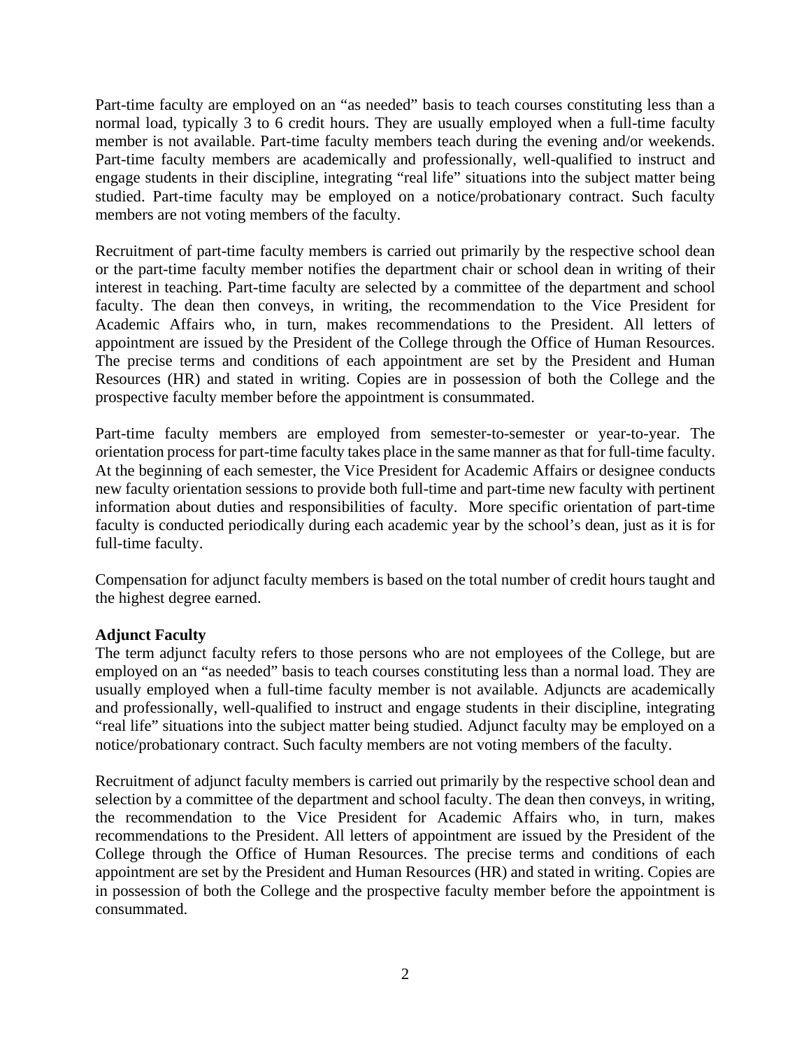Part-time faculty are employed on an “as needed” basis to teach courses constituting less than a normal load, typically 3 to 6 credit hours. They are usually employed when a full-time faculty member is not available. Part-time faculty members teach during the evening and/or weekends. Part-time faculty members are academically and professionally, well-qualified to instruct and engage students in their discipline, integrating “real life” situations into the subject matter being studied. Part-time faculty may be employed on a notice/probationary contract. Such faculty members are not voting members of the faculty.

Recruitment of part-time faculty members is carried out primarily by the respective school dean or the part-time faculty member notifies the department chair or school dean in writing of their interest in teaching. Part-time faculty are selected by a committee of the department and school faculty. The dean then conveys, in writing, the recommendation to the Vice President for Academic Affairs who, in turn, makes recommendations to the President. All letters of appointment are issued by the President of the College through the Office of Human Resources. The precise terms and conditions of each appointment are set by the President and Human Resources (HR) and stated in writing. Copies are in possession of both the College and the prospective faculty member before the appointment is consummated.

Part-time faculty members are employed from semester-to-semester or year-to-year. The orientation process for part-time faculty takes place in the same manner as that for full-time faculty. At the beginning of each semester, the Vice President for Academic Affairs or designee conducts new faculty orientation sessions to provide both full-time and part-time new faculty with pertinent information about duties and responsibilities of faculty. More specific orientation of part-time faculty is conducted periodically during each academic year by the school’s dean, just as it is for full-time faculty.

Compensation for adjunct faculty members is based on the total number of credit hours taught and the highest degree earned.

**Adjunct Faculty**

The term adjunct faculty refers to those persons who are not employees of the College, but are employed on an “as needed” basis to teach courses constituting less than a normal load. They are usually employed when a full-time faculty member is not available. Adjuncts are academically and professionally, well-qualified to instruct and engage students in their discipline, integrating “real life” situations into the subject matter being studied. Adjunct faculty may be employed on a notice/probationary contract. Such faculty members are not voting members of the faculty.

Recruitment of adjunct faculty members is carried out primarily by the respective school dean and selection by a committee of the department and school faculty. The dean then conveys, in writing, the recommendation to the Vice President for Academic Affairs who, in turn, makes recommendations to the President. All letters of appointment are issued by the President of the College through the Office of Human Resources. The precise terms and conditions of each appointment are set by the President and Human Resources (HR) and stated in writing. Copies are in possession of both the College and the prospective faculty member before the appointment is consummated.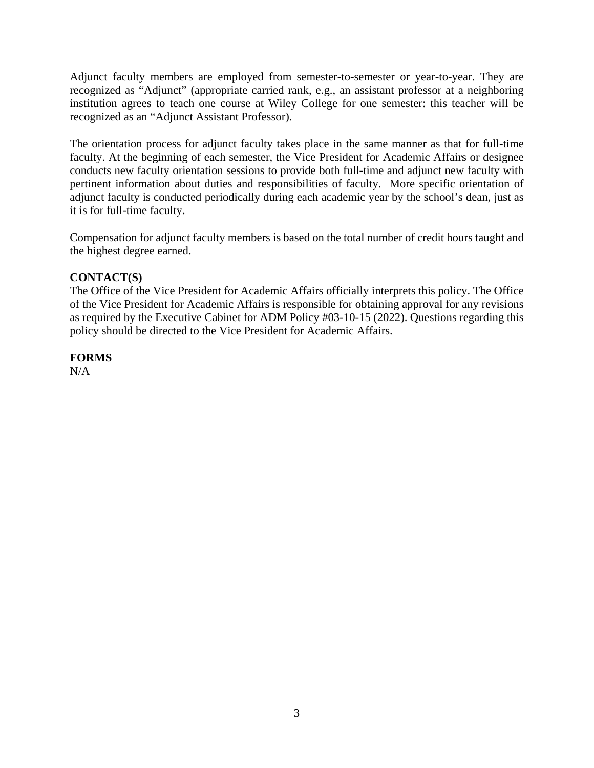Adjunct faculty members are employed from semester-to-semester or year-to-year. They are recognized as "Adjunct" (appropriate carried rank, e.g., an assistant professor at a neighboring institution agrees to teach one course at Wiley College for one semester: this teacher will be recognized as an "Adjunct Assistant Professor).

The orientation process for adjunct faculty takes place in the same manner as that for full-time faculty. At the beginning of each semester, the Vice President for Academic Affairs or designee conducts new faculty orientation sessions to provide both full-time and adjunct new faculty with pertinent information about duties and responsibilities of faculty. More specific orientation of adjunct faculty is conducted periodically during each academic year by the school's dean, just as it is for full-time faculty.

Compensation for adjunct faculty members is based on the total number of credit hours taught and the highest degree earned.

**CONTACT(S)**

The Office of the Vice President for Academic Affairs officially interprets this policy. The Office of the Vice President for Academic Affairs is responsible for obtaining approval for any revisions as required by the Executive Cabinet for ADM Policy #03-10-15 (2022). Questions regarding this policy should be directed to the Vice President for Academic Affairs.

**FORMS**

N/A